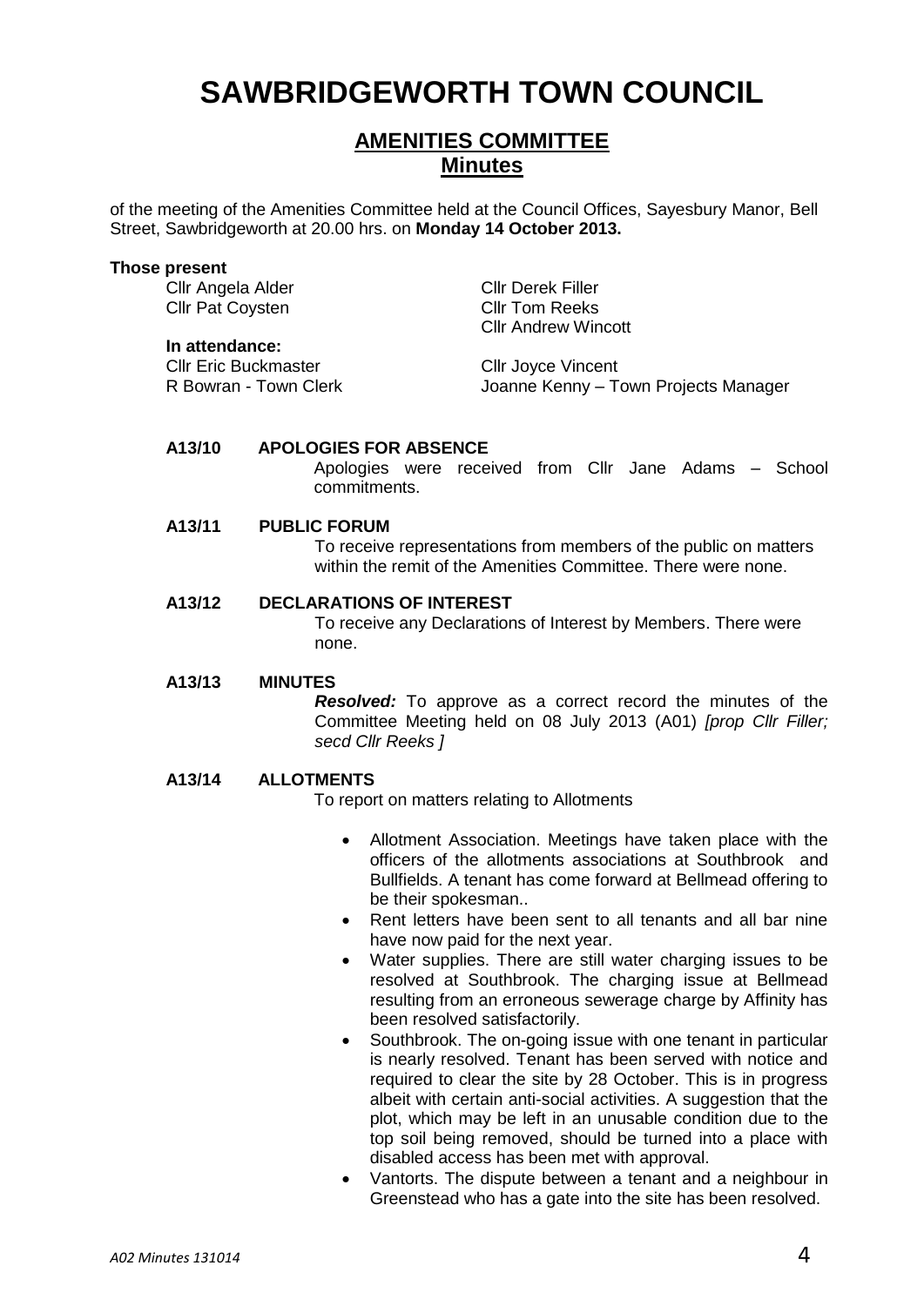# SAWBRIDGEWORTH TOWN COUNCIL

## AMENITIES COMMITTEE
## Minutes

of the meeting of the Amenities Committee held at the Council Offices, Sayesbury Manor, Bell Street, Sawbridgeworth at 20.00 hrs. on **Monday 14 October 2013.**

**Those present**

Cllr Angela Alder
Cllr Pat Coysten
Cllr Derek Filler
Cllr Tom Reeks
Cllr Andrew Wincott

**In attendance:**

Cllr Eric Buckmaster
R Bowran - Town Clerk
Cllr Joyce Vincent
Joanne Kenny – Town Projects Manager

**A13/10 APOLOGIES FOR ABSENCE**

Apologies were received from Cllr Jane Adams – School commitments.

**A13/11 PUBLIC FORUM**

To receive representations from members of the public on matters within the remit of the Amenities Committee. There were none.

**A13/12 DECLARATIONS OF INTEREST**

To receive any Declarations of Interest by Members. There were none.

**A13/13 MINUTES**

***Resolved:*** To approve as a correct record the minutes of the Committee Meeting held on 08 July 2013 (A01) *[prop Cllr Filler; secd Cllr Reeks ]*

**A13/14 ALLOTMENTS**

To report on matters relating to Allotments

- Allotment Association. Meetings have taken place with the officers of the allotments associations at Southbrook and Bullfields. A tenant has come forward at Bellmead offering to be their spokesman..
- Rent letters have been sent to all tenants and all bar nine have now paid for the next year.
- Water supplies. There are still water charging issues to be resolved at Southbrook. The charging issue at Bellmead resulting from an erroneous sewerage charge by Affinity has been resolved satisfactorily.
- Southbrook. The on-going issue with one tenant in particular is nearly resolved. Tenant has been served with notice and required to clear the site by 28 October. This is in progress albeit with certain anti-social activities. A suggestion that the plot, which may be left in an unusable condition due to the top soil being removed, should be turned into a place with disabled access has been met with approval.
- Vantorts. The dispute between a tenant and a neighbour in Greenstead who has a gate into the site has been resolved.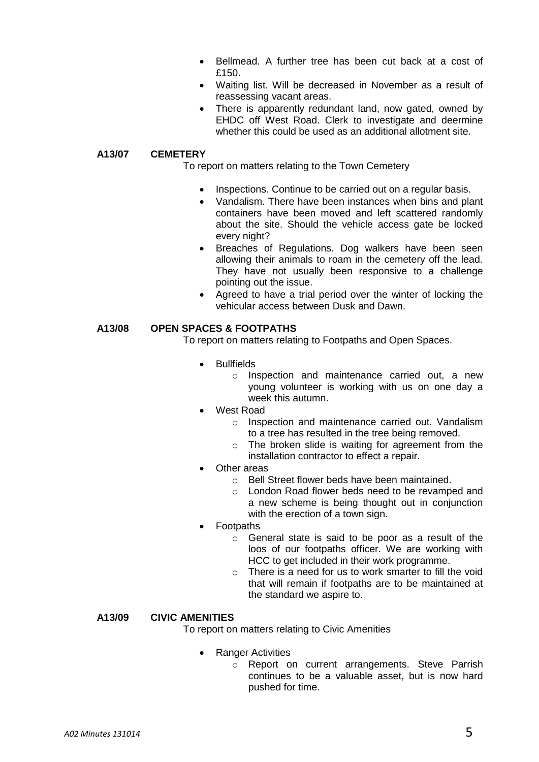- Bellmead. A further tree has been cut back at a cost of £150.
- Waiting list. Will be decreased in November as a result of reassessing vacant areas.
- There is apparently redundant land, now gated, owned by EHDC off West Road. Clerk to investigate and deermine whether this could be used as an additional allotment site.

**A13/07 CEMETERY**

To report on matters relating to the Town Cemetery

- Inspections. Continue to be carried out on a regular basis.
- Vandalism. There have been instances when bins and plant containers have been moved and left scattered randomly about the site. Should the vehicle access gate be locked every night?
- Breaches of Regulations. Dog walkers have been seen allowing their animals to roam in the cemetery off the lead. They have not usually been responsive to a challenge pointing out the issue.
- Agreed to have a trial period over the winter of locking the vehicular access between Dusk and Dawn.

**A13/08 OPEN SPACES & FOOTPATHS**

To report on matters relating to Footpaths and Open Spaces.

- Bullfields
  - Inspection and maintenance carried out, a new young volunteer is working with us on one day a week this autumn.
- West Road
  - Inspection and maintenance carried out. Vandalism to a tree has resulted in the tree being removed.
  - The broken slide is waiting for agreement from the installation contractor to effect a repair.
- Other areas
  - Bell Street flower beds have been maintained.
  - London Road flower beds need to be revamped and a new scheme is being thought out in conjunction with the erection of a town sign.
- Footpaths
  - General state is said to be poor as a result of the loos of our footpaths officer. We are working with HCC to get included in their work programme.
  - There is a need for us to work smarter to fill the void that will remain if footpaths are to be maintained at the standard we aspire to.

**A13/09 CIVIC AMENITIES**

To report on matters relating to Civic Amenities

- Ranger Activities
  - Report on current arrangements. Steve Parrish continues to be a valuable asset, but is now hard pushed for time.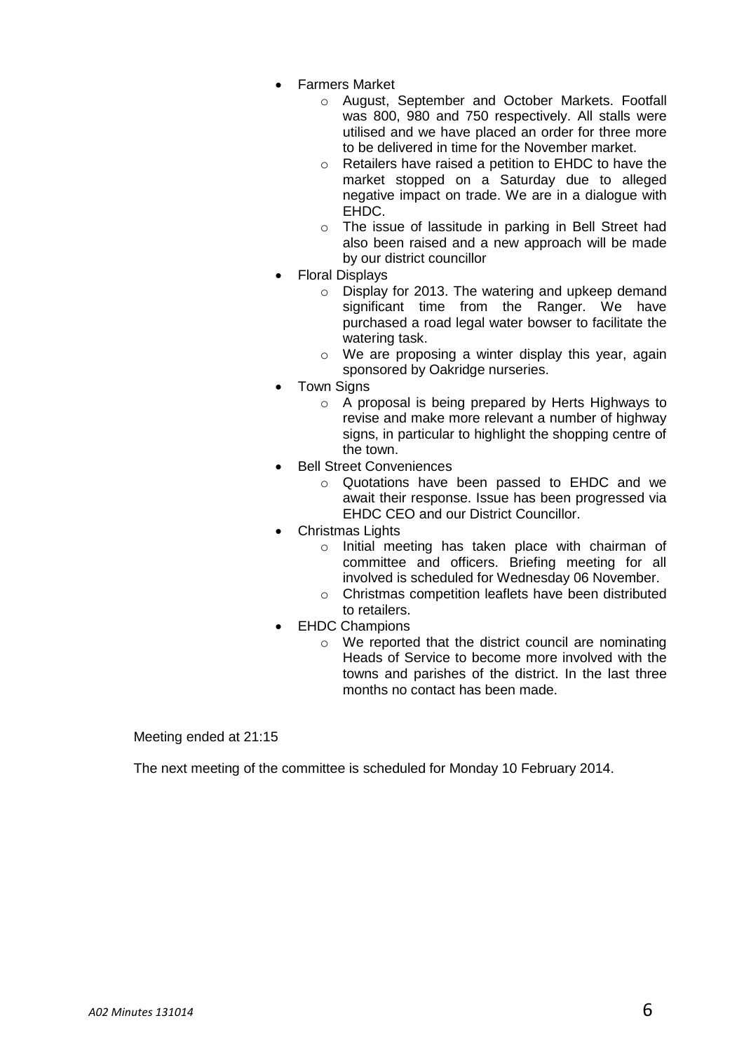- Farmers Market
    - August, September and October Markets. Footfall was 800, 980 and 750 respectively. All stalls were utilised and we have placed an order for three more to be delivered in time for the November market.
    - Retailers have raised a petition to EHDC to have the market stopped on a Saturday due to alleged negative impact on trade. We are in a dialogue with EHDC.
    - The issue of lassitude in parking in Bell Street had also been raised and a new approach will be made by our district councillor
- Floral Displays
    - Display for 2013. The watering and upkeep demand significant time from the Ranger. We have purchased a road legal water bowser to facilitate the watering task.
    - We are proposing a winter display this year, again sponsored by Oakridge nurseries.
- Town Signs
    - A proposal is being prepared by Herts Highways to revise and make more relevant a number of highway signs, in particular to highlight the shopping centre of the town.
- Bell Street Conveniences
    - Quotations have been passed to EHDC and we await their response. Issue has been progressed via EHDC CEO and our District Councillor.
- Christmas Lights
    - Initial meeting has taken place with chairman of committee and officers. Briefing meeting for all involved is scheduled for Wednesday 06 November.
    - Christmas competition leaflets have been distributed to retailers.
- EHDC Champions
    - We reported that the district council are nominating Heads of Service to become more involved with the towns and parishes of the district. In the last three months no contact has been made.

Meeting ended at 21:15

The next meeting of the committee is scheduled for Monday 10 February 2014.